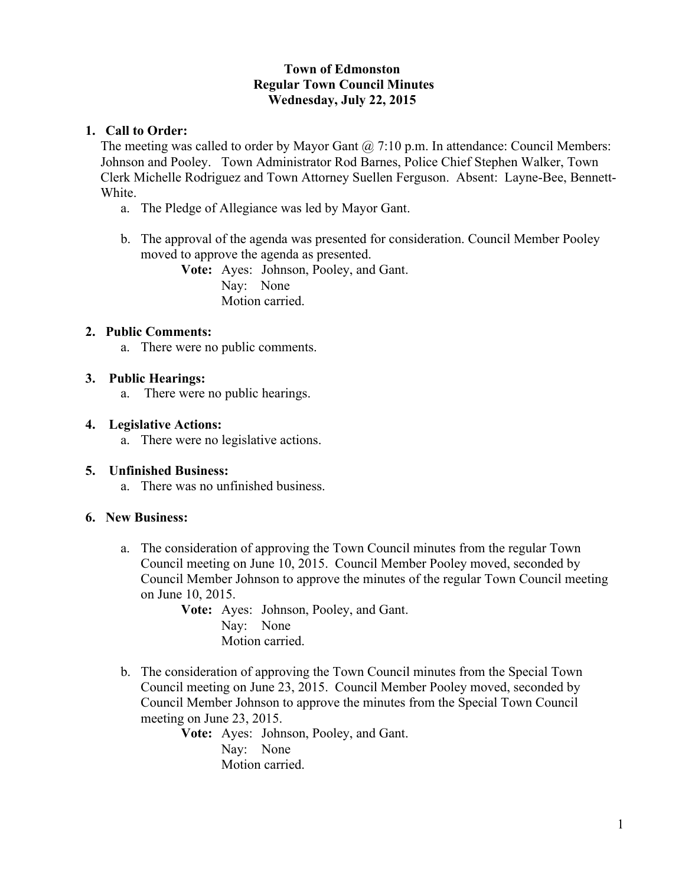**Town of Edmonston**
**Regular Town Council Minutes**
**Wednesday, July 22, 2015**

1. **Call to Order:**
   The meeting was called to order by Mayor Gant @ 7:10 p.m. In attendance: Council Members: Johnson and Pooley. Town Administrator Rod Barnes, Police Chief Stephen Walker, Town Clerk Michelle Rodriguez and Town Attorney Suellen Ferguson. Absent: Layne-Bee, Bennett-White.
   a. The Pledge of Allegiance was led by Mayor Gant.
   b. The approval of the agenda was presented for consideration. Council Member Pooley moved to approve the agenda as presented.
      **Vote:** Ayes: Johnson, Pooley, and Gant.
      Nay: None
      Motion carried.

2. **Public Comments:**
   a. There were no public comments.

3. **Public Hearings:**
   a. There were no public hearings.

4. **Legislative Actions:**
   a. There were no legislative actions.

5. **Unfinished Business:**
   a. There was no unfinished business.

6. **New Business:**
   a. The consideration of approving the Town Council minutes from the regular Town Council meeting on June 10, 2015. Council Member Pooley moved, seconded by Council Member Johnson to approve the minutes of the regular Town Council meeting on June 10, 2015.
      **Vote:** Ayes: Johnson, Pooley, and Gant.
      Nay: None
      Motion carried.
   b. The consideration of approving the Town Council minutes from the Special Town Council meeting on June 23, 2015. Council Member Pooley moved, seconded by Council Member Johnson to approve the minutes from the Special Town Council meeting on June 23, 2015.
      **Vote:** Ayes: Johnson, Pooley, and Gant.
      Nay: None
      Motion carried.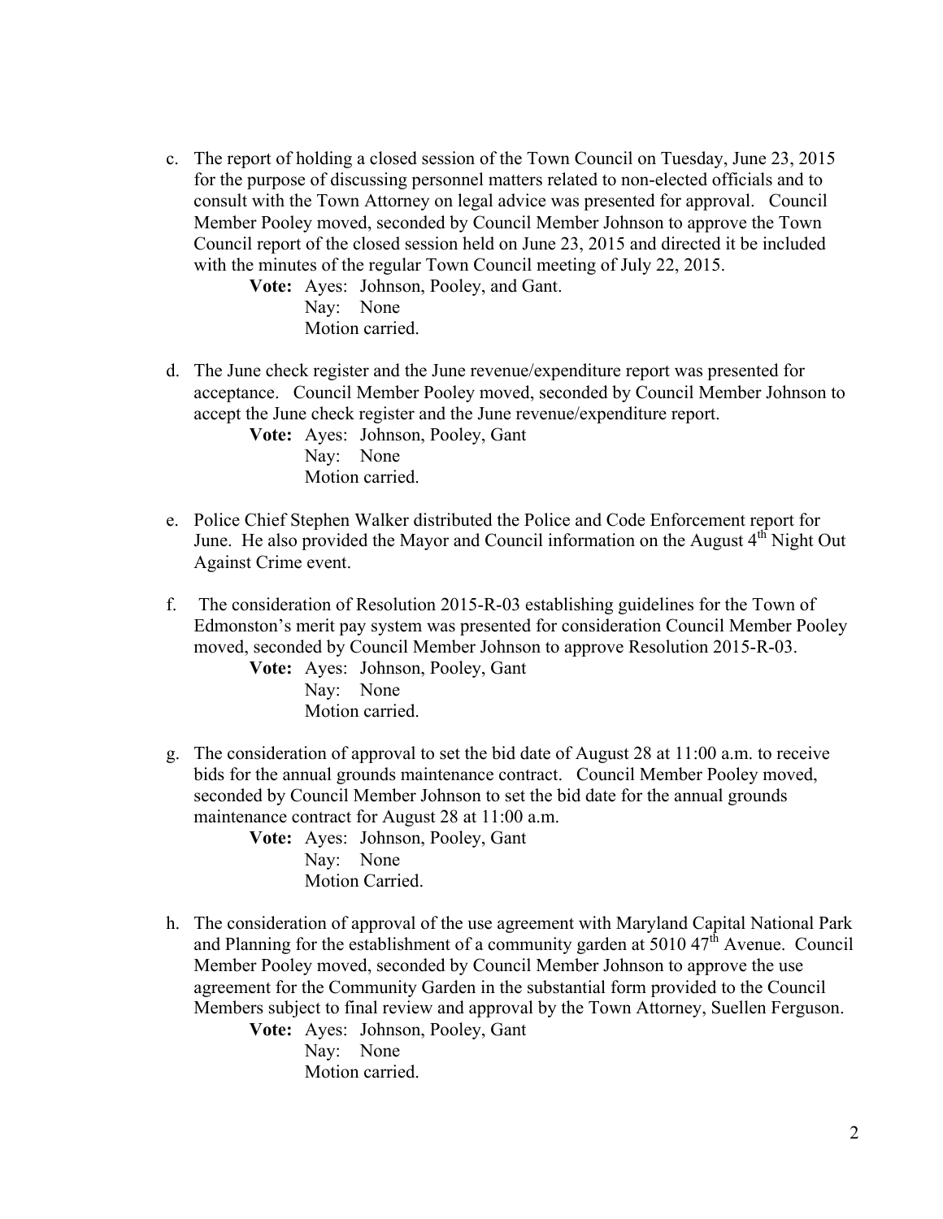c. The report of holding a closed session of the Town Council on Tuesday, June 23, 2015 for the purpose of discussing personnel matters related to non-elected officials and to consult with the Town Attorney on legal advice was presented for approval. Council Member Pooley moved, seconded by Council Member Johnson to approve the Town Council report of the closed session held on June 23, 2015 and directed it be included with the minutes of the regular Town Council meeting of July 22, 2015.

    **Vote:** Ayes: Johnson, Pooley, and Gant.
    Nay: None
    Motion carried.

d. The June check register and the June revenue/expenditure report was presented for acceptance. Council Member Pooley moved, seconded by Council Member Johnson to accept the June check register and the June revenue/expenditure report.

    **Vote:** Ayes: Johnson, Pooley, Gant
    Nay: None
    Motion carried.

e. Police Chief Stephen Walker distributed the Police and Code Enforcement report for June. He also provided the Mayor and Council information on the August 4th Night Out Against Crime event.

f. The consideration of Resolution 2015-R-03 establishing guidelines for the Town of Edmonston's merit pay system was presented for consideration Council Member Pooley moved, seconded by Council Member Johnson to approve Resolution 2015-R-03.

    **Vote:** Ayes: Johnson, Pooley, Gant
    Nay: None
    Motion carried.

g. The consideration of approval to set the bid date of August 28 at 11:00 a.m. to receive bids for the annual grounds maintenance contract. Council Member Pooley moved, seconded by Council Member Johnson to set the bid date for the annual grounds maintenance contract for August 28 at 11:00 a.m.

    **Vote:** Ayes: Johnson, Pooley, Gant
    Nay: None
    Motion Carried.

h. The consideration of approval of the use agreement with Maryland Capital National Park and Planning for the establishment of a community garden at 5010 47th Avenue. Council Member Pooley moved, seconded by Council Member Johnson to approve the use agreement for the Community Garden in the substantial form provided to the Council Members subject to final review and approval by the Town Attorney, Suellen Ferguson.

    **Vote:** Ayes: Johnson, Pooley, Gant
    Nay: None
    Motion carried.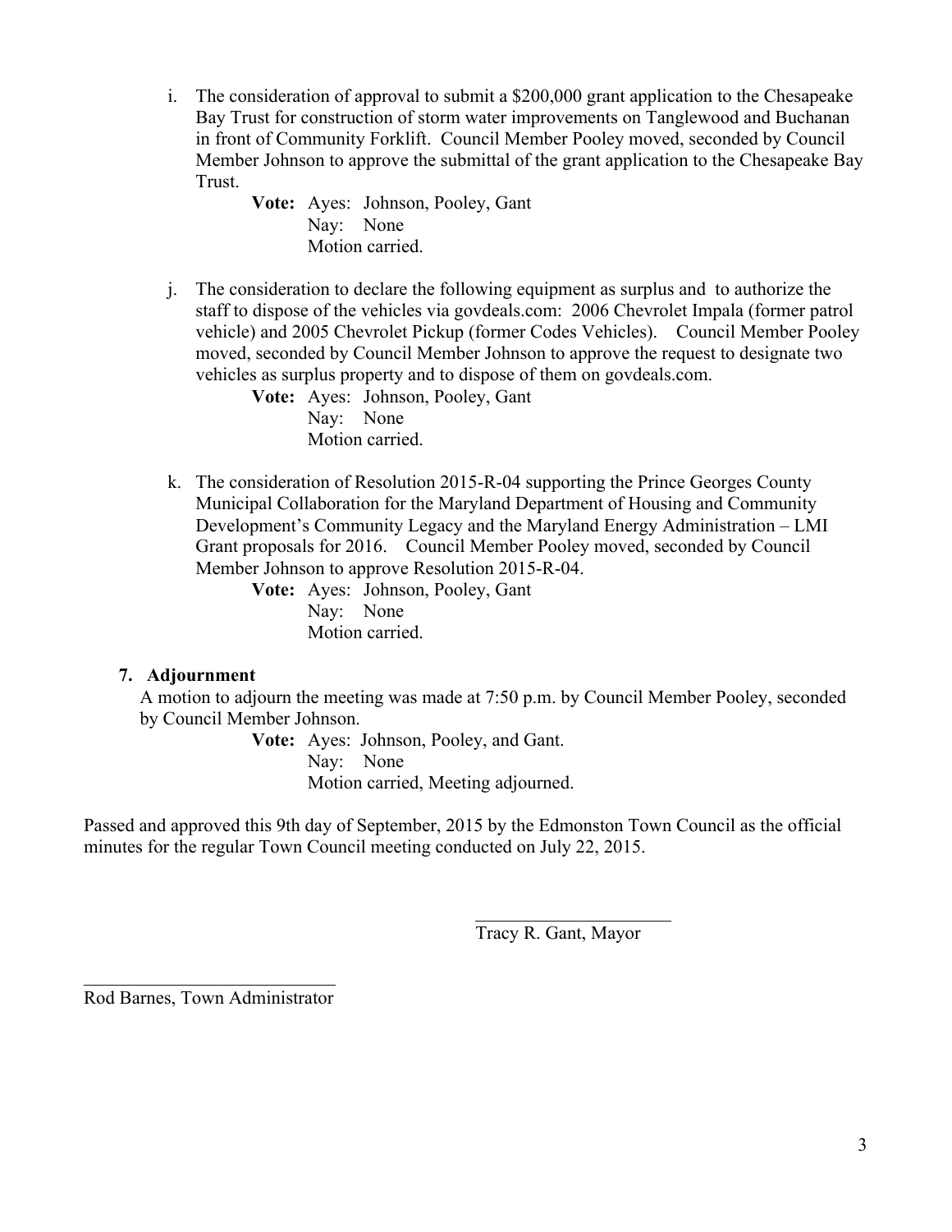i. The consideration of approval to submit a $200,000 grant application to the Chesapeake Bay Trust for construction of storm water improvements on Tanglewood and Buchanan in front of Community Forklift. Council Member Pooley moved, seconded by Council Member Johnson to approve the submittal of the grant application to the Chesapeake Bay Trust.

   **Vote:** Ayes: Johnson, Pooley, Gant
   Nay: None
   Motion carried.

j. The consideration to declare the following equipment as surplus and to authorize the staff to dispose of the vehicles via govdeals.com: 2006 Chevrolet Impala (former patrol vehicle) and 2005 Chevrolet Pickup (former Codes Vehicles). Council Member Pooley moved, seconded by Council Member Johnson to approve the request to designate two vehicles as surplus property and to dispose of them on govdeals.com.

   **Vote:** Ayes: Johnson, Pooley, Gant
   Nay: None
   Motion carried.

k. The consideration of Resolution 2015-R-04 supporting the Prince Georges County Municipal Collaboration for the Maryland Department of Housing and Community Development's Community Legacy and the Maryland Energy Administration – LMI Grant proposals for 2016. Council Member Pooley moved, seconded by Council Member Johnson to approve Resolution 2015-R-04.

   **Vote:** Ayes: Johnson, Pooley, Gant
   Nay: None
   Motion carried.

**7. Adjournment**

A motion to adjourn the meeting was made at 7:50 p.m. by Council Member Pooley, seconded by Council Member Johnson.

**Vote:** Ayes: Johnson, Pooley, and Gant.
Nay: None
Motion carried, Meeting adjourned.

Passed and approved this 9th day of September, 2015 by the Edmonston Town Council as the official minutes for the regular Town Council meeting conducted on July 22, 2015.

\_\_\_\_\_\_\_\_\_\_\_\_\_\_\_\_\_\_\_\_\_\_
Tracy R. Gant, Mayor

\_\_\_\_\_\_\_\_\_\_\_\_\_\_\_\_\_\_\_\_\_\_\_\_\_\_\_\_
Rod Barnes, Town Administrator